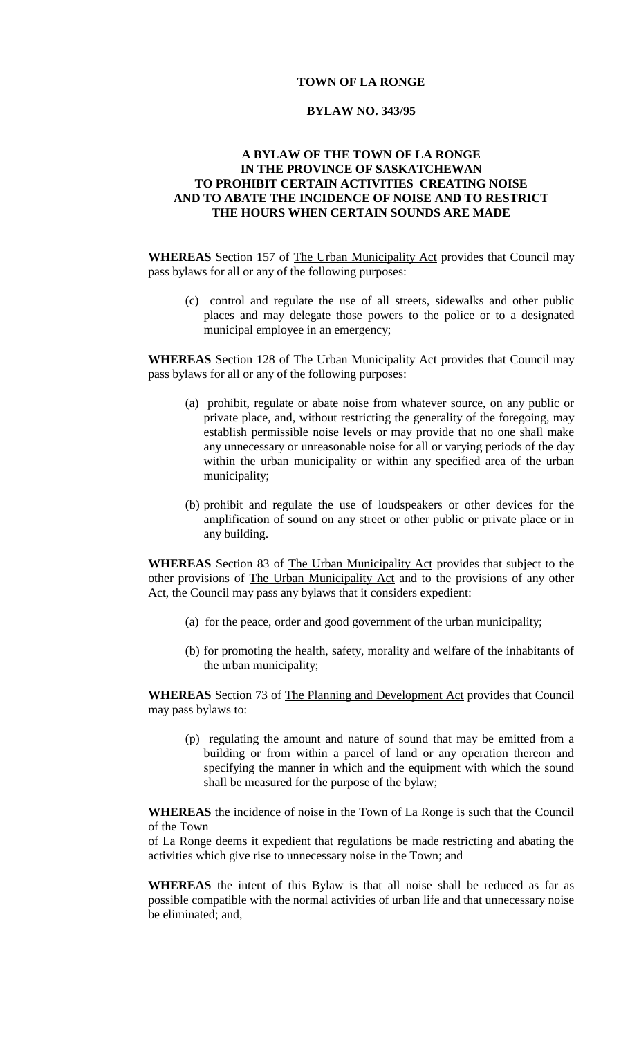**TOWN OF LA RONGE**

**BYLAW NO. 343/95**

**A BYLAW OF THE TOWN OF LA RONGE
IN THE PROVINCE OF SASKATCHEWAN
TO PROHIBIT CERTAIN ACTIVITIES CREATING NOISE
AND TO ABATE THE INCIDENCE OF NOISE AND TO RESTRICT
THE HOURS WHEN CERTAIN SOUNDS ARE MADE**

**WHEREAS** Section 157 of The Urban Municipality Act provides that Council may pass bylaws for all or any of the following purposes:

> (c) control and regulate the use of all streets, sidewalks and other public places and may delegate those powers to the police or to a designated municipal employee in an emergency;

**WHEREAS** Section 128 of The Urban Municipality Act provides that Council may pass bylaws for all or any of the following purposes:

> (a) prohibit, regulate or abate noise from whatever source, on any public or private place, and, without restricting the generality of the foregoing, may establish permissible noise levels or may provide that no one shall make any unnecessary or unreasonable noise for all or varying periods of the day within the urban municipality or within any specified area of the urban municipality;
>
> (b) prohibit and regulate the use of loudspeakers or other devices for the amplification of sound on any street or other public or private place or in any building.

**WHEREAS** Section 83 of The Urban Municipality Act provides that subject to the other provisions of The Urban Municipality Act and to the provisions of any other Act, the Council may pass any bylaws that it considers expedient:

> (a) for the peace, order and good government of the urban municipality;
>
> (b) for promoting the health, safety, morality and welfare of the inhabitants of the urban municipality;

**WHEREAS** Section 73 of The Planning and Development Act provides that Council may pass bylaws to:

> (p) regulating the amount and nature of sound that may be emitted from a building or from within a parcel of land or any operation thereon and specifying the manner in which and the equipment with which the sound shall be measured for the purpose of the bylaw;

**WHEREAS** the incidence of noise in the Town of La Ronge is such that the Council of the Town
of La Ronge deems it expedient that regulations be made restricting and abating the activities which give rise to unnecessary noise in the Town; and

**WHEREAS** the intent of this Bylaw is that all noise shall be reduced as far as possible compatible with the normal activities of urban life and that unnecessary noise be eliminated; and,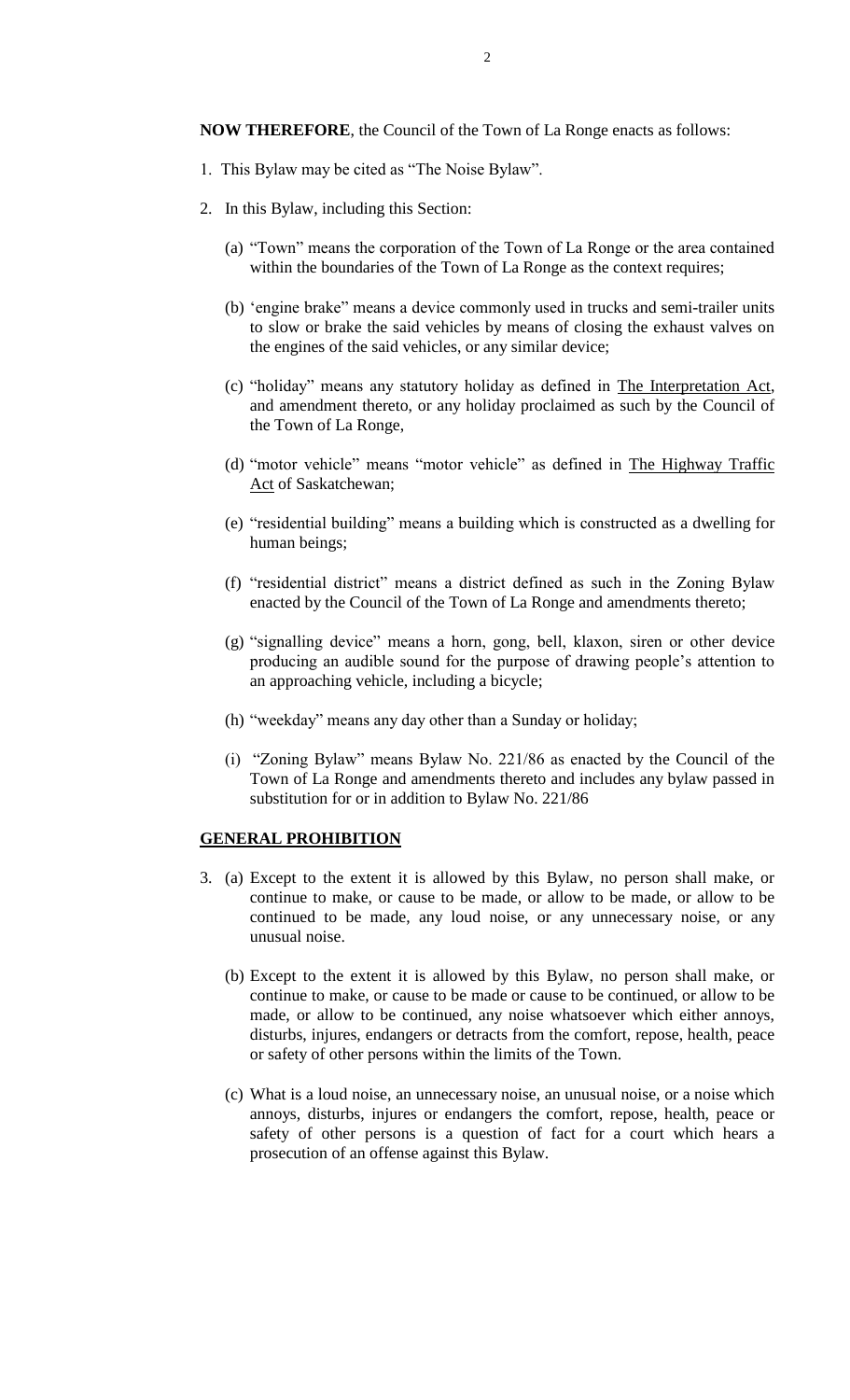**NOW THEREFORE**, the Council of the Town of La Ronge enacts as follows:

1. This Bylaw may be cited as "The Noise Bylaw".

2. In this Bylaw, including this Section:

   (a) "Town" means the corporation of the Town of La Ronge or the area contained within the boundaries of the Town of La Ronge as the context requires;

   (b) 'engine brake" means a device commonly used in trucks and semi-trailer units to slow or brake the said vehicles by means of closing the exhaust valves on the engines of the said vehicles, or any similar device;

   (c) "holiday" means any statutory holiday as defined in <u>The Interpretation Act</u>, and amendment thereto, or any holiday proclaimed as such by the Council of the Town of La Ronge,

   (d) "motor vehicle" means "motor vehicle" as defined in <u>The Highway Traffic Act</u> of Saskatchewan;

   (e) "residential building" means a building which is constructed as a dwelling for human beings;

   (f) "residential district" means a district defined as such in the Zoning Bylaw enacted by the Council of the Town of La Ronge and amendments thereto;

   (g) "signalling device" means a horn, gong, bell, klaxon, siren or other device producing an audible sound for the purpose of drawing people's attention to an approaching vehicle, including a bicycle;

   (h) "weekday" means any day other than a Sunday or holiday;

   (i) "Zoning Bylaw" means Bylaw No. 221/86 as enacted by the Council of the Town of La Ronge and amendments thereto and includes any bylaw passed in substitution for or in addition to Bylaw No. 221/86

## <u>GENERAL PROHIBITION</u>

3. (a) Except to the extent it is allowed by this Bylaw, no person shall make, or continue to make, or cause to be made, or allow to be made, or allow to be continued to be made, any loud noise, or any unnecessary noise, or any unusual noise.

   (b) Except to the extent it is allowed by this Bylaw, no person shall make, or continue to make, or cause to be made or cause to be continued, or allow to be made, or allow to be continued, any noise whatsoever which either annoys, disturbs, injures, endangers or detracts from the comfort, repose, health, peace or safety of other persons within the limits of the Town.

   (c) What is a loud noise, an unnecessary noise, an unusual noise, or a noise which annoys, disturbs, injures or endangers the comfort, repose, health, peace or safety of other persons is a question of fact for a court which hears a prosecution of an offense against this Bylaw.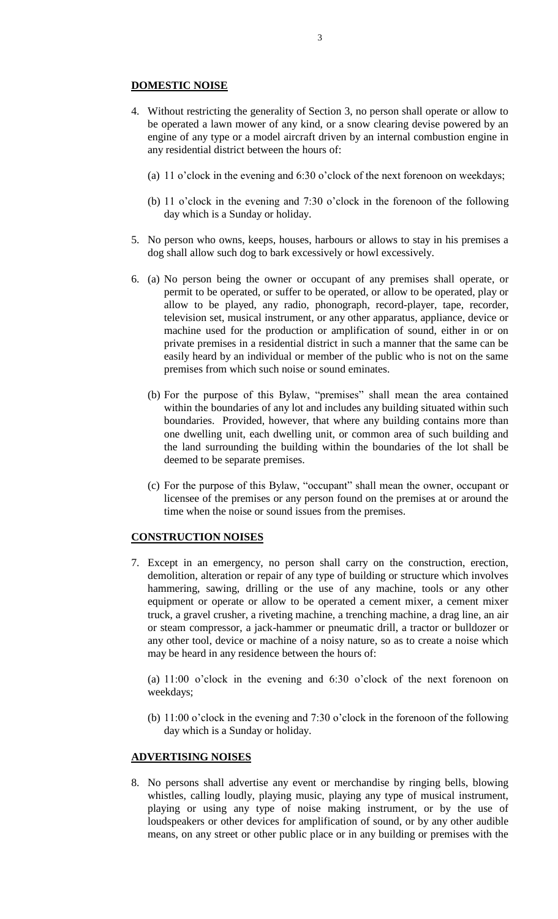## DOMESTIC NOISE

4. Without restricting the generality of Section 3, no person shall operate or allow to be operated a lawn mower of any kind, or a snow clearing devise powered by an engine of any type or a model aircraft driven by an internal combustion engine in any residential district between the hours of:

   (a) 11 o'clock in the evening and 6:30 o'clock of the next forenoon on weekdays;

   (b) 11 o'clock in the evening and 7:30 o'clock in the forenoon of the following day which is a Sunday or holiday.

5. No person who owns, keeps, houses, harbours or allows to stay in his premises a dog shall allow such dog to bark excessively or howl excessively.

6. (a) No person being the owner or occupant of any premises shall operate, or permit to be operated, or suffer to be operated, or allow to be operated, play or allow to be played, any radio, phonograph, record-player, tape, recorder, television set, musical instrument, or any other apparatus, appliance, device or machine used for the production or amplification of sound, either in or on private premises in a residential district in such a manner that the same can be easily heard by an individual or member of the public who is not on the same premises from which such noise or sound eminates.

   (b) For the purpose of this Bylaw, "premises" shall mean the area contained within the boundaries of any lot and includes any building situated within such boundaries. Provided, however, that where any building contains more than one dwelling unit, each dwelling unit, or common area of such building and the land surrounding the building within the boundaries of the lot shall be deemed to be separate premises.

   (c) For the purpose of this Bylaw, "occupant" shall mean the owner, occupant or licensee of the premises or any person found on the premises at or around the time when the noise or sound issues from the premises.

## CONSTRUCTION NOISES

7. Except in an emergency, no person shall carry on the construction, erection, demolition, alteration or repair of any type of building or structure which involves hammering, sawing, drilling or the use of any machine, tools or any other equipment or operate or allow to be operated a cement mixer, a cement mixer truck, a gravel crusher, a riveting machine, a trenching machine, a drag line, an air or steam compressor, a jack-hammer or pneumatic drill, a tractor or bulldozer or any other tool, device or machine of a noisy nature, so as to create a noise which may be heard in any residence between the hours of:

   (a) 11:00 o'clock in the evening and 6:30 o'clock of the next forenoon on weekdays;

   (b) 11:00 o'clock in the evening and 7:30 o'clock in the forenoon of the following day which is a Sunday or holiday.

## ADVERTISING NOISES

8. No persons shall advertise any event or merchandise by ringing bells, blowing whistles, calling loudly, playing music, playing any type of musical instrument, playing or using any type of noise making instrument, or by the use of loudspeakers or other devices for amplification of sound, or by any other audible means, on any street or other public place or in any building or premises with the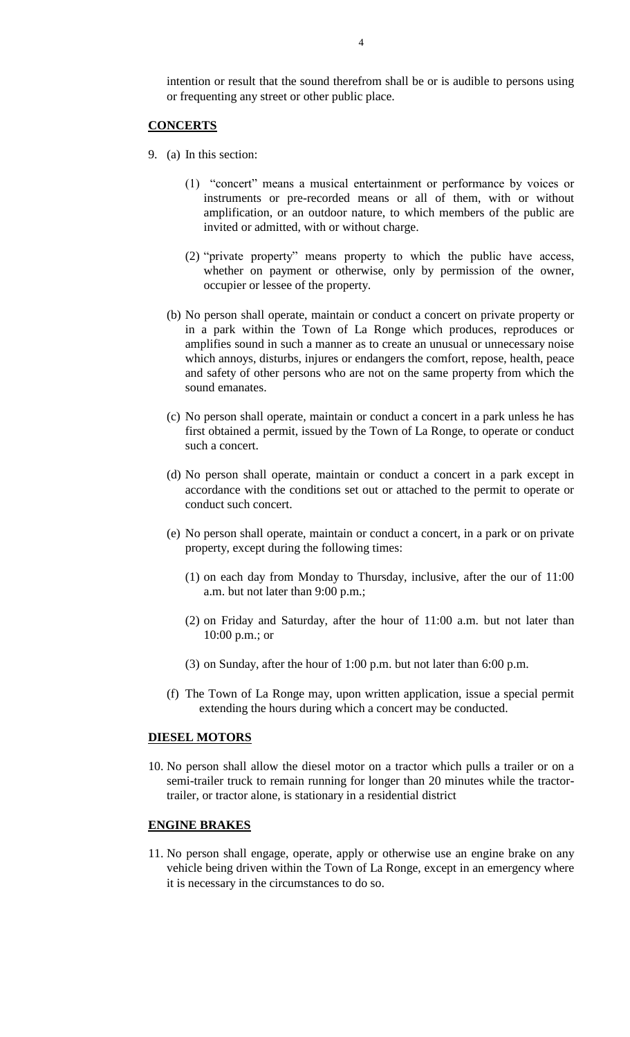intention or result that the sound therefrom shall be or is audible to persons using or frequenting any street or other public place.

**CONCERTS**

9. (a) In this section:

    (1) "concert" means a musical entertainment or performance by voices or instruments or pre-recorded means or all of them, with or without amplification, or an outdoor nature, to which members of the public are invited or admitted, with or without charge.

    (2) "private property" means property to which the public have access, whether on payment or otherwise, only by permission of the owner, occupier or lessee of the property.

   (b) No person shall operate, maintain or conduct a concert on private property or in a park within the Town of La Ronge which produces, reproduces or amplifies sound in such a manner as to create an unusual or unnecessary noise which annoys, disturbs, injures or endangers the comfort, repose, health, peace and safety of other persons who are not on the same property from which the sound emanates.

   (c) No person shall operate, maintain or conduct a concert in a park unless he has first obtained a permit, issued by the Town of La Ronge, to operate or conduct such a concert.

   (d) No person shall operate, maintain or conduct a concert in a park except in accordance with the conditions set out or attached to the permit to operate or conduct such concert.

   (e) No person shall operate, maintain or conduct a concert, in a park or on private property, except during the following times:

    (1) on each day from Monday to Thursday, inclusive, after the our of 11:00 a.m. but not later than 9:00 p.m.;

    (2) on Friday and Saturday, after the hour of 11:00 a.m. but not later than 10:00 p.m.; or

    (3) on Sunday, after the hour of 1:00 p.m. but not later than 6:00 p.m.

   (f) The Town of La Ronge may, upon written application, issue a special permit extending the hours during which a concert may be conducted.

**DIESEL MOTORS**

10. No person shall allow the diesel motor on a tractor which pulls a trailer or on a semi-trailer truck to remain running for longer than 20 minutes while the tractor-trailer, or tractor alone, is stationary in a residential district

**ENGINE BRAKES**

11. No person shall engage, operate, apply or otherwise use an engine brake on any vehicle being driven within the Town of La Ronge, except in an emergency where it is necessary in the circumstances to do so.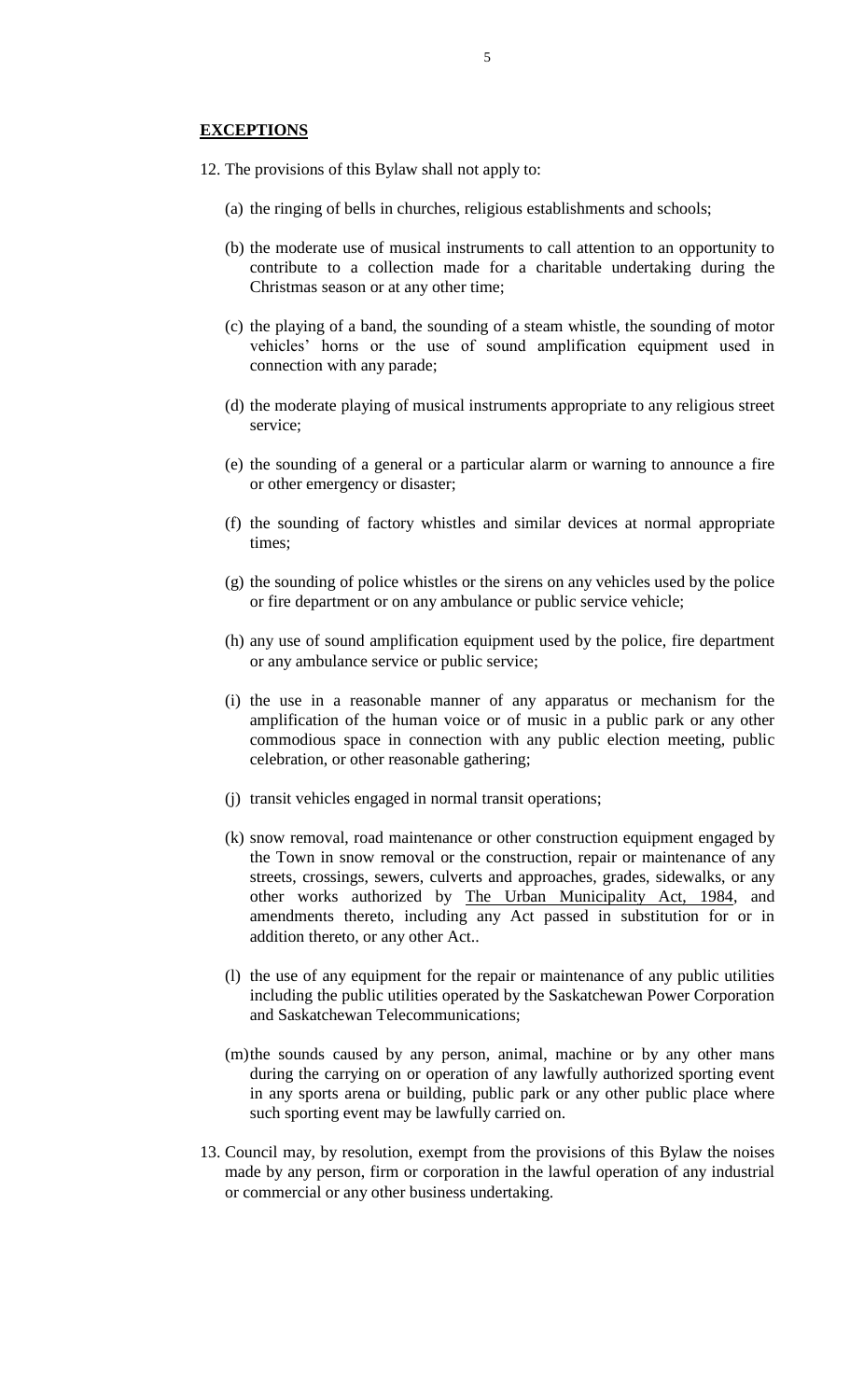**EXCEPTIONS**

12. The provisions of this Bylaw shall not apply to:

    (a) the ringing of bells in churches, religious establishments and schools;

    (b) the moderate use of musical instruments to call attention to an opportunity to contribute to a collection made for a charitable undertaking during the Christmas season or at any other time;

    (c) the playing of a band, the sounding of a steam whistle, the sounding of motor vehicles' horns or the use of sound amplification equipment used in connection with any parade;

    (d) the moderate playing of musical instruments appropriate to any religious street service;

    (e) the sounding of a general or a particular alarm or warning to announce a fire or other emergency or disaster;

    (f) the sounding of factory whistles and similar devices at normal appropriate times;

    (g) the sounding of police whistles or the sirens on any vehicles used by the police or fire department or on any ambulance or public service vehicle;

    (h) any use of sound amplification equipment used by the police, fire department or any ambulance service or public service;

    (i) the use in a reasonable manner of any apparatus or mechanism for the amplification of the human voice or of music in a public park or any other commodious space in connection with any public election meeting, public celebration, or other reasonable gathering;

    (j) transit vehicles engaged in normal transit operations;

    (k) snow removal, road maintenance or other construction equipment engaged by the Town in snow removal or the construction, repair or maintenance of any streets, crossings, sewers, culverts and approaches, grades, sidewalks, or any other works authorized by <u>The Urban Municipality Act, 1984</u>, and amendments thereto, including any Act passed in substitution for or in addition thereto, or any other Act..

    (l) the use of any equipment for the repair or maintenance of any public utilities including the public utilities operated by the Saskatchewan Power Corporation and Saskatchewan Telecommunications;

    (m) the sounds caused by any person, animal, machine or by any other mans during the carrying on or operation of any lawfully authorized sporting event in any sports arena or building, public park or any other public place where such sporting event may be lawfully carried on.

13. Council may, by resolution, exempt from the provisions of this Bylaw the noises made by any person, firm or corporation in the lawful operation of any industrial or commercial or any other business undertaking.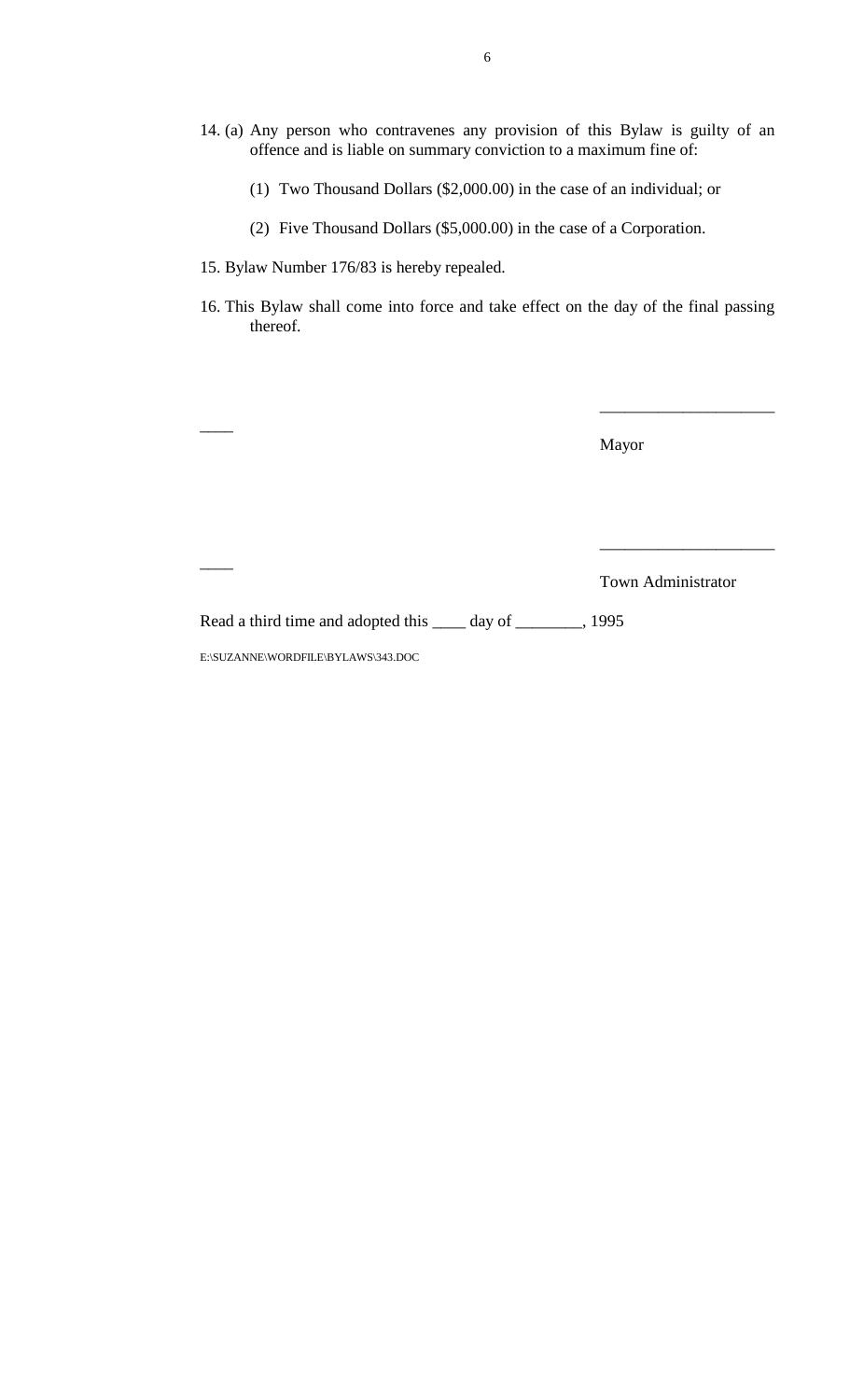14. (a) Any person who contravenes any provision of this Bylaw is guilty of an offence and is liable on summary conviction to a maximum fine of:

    (1) Two Thousand Dollars ($2,000.00) in the case of an individual; or

    (2) Five Thousand Dollars ($5,000.00) in the case of a Corporation.

15. Bylaw Number 176/83 is hereby repealed.

16. This Bylaw shall come into force and take effect on the day of the final passing thereof.

\_\_\_\_\_\_\_\_\_\_\_\_\_\_\_\_\_\_\_\_\_

Mayor

\_\_\_\_\_\_\_\_\_\_\_\_\_\_\_\_\_\_\_\_\_

Town Administrator

Read a third time and adopted this ____ day of ________, 1995

E:\SUZANNE\WORDFILE\BYLAWS\343.DOC